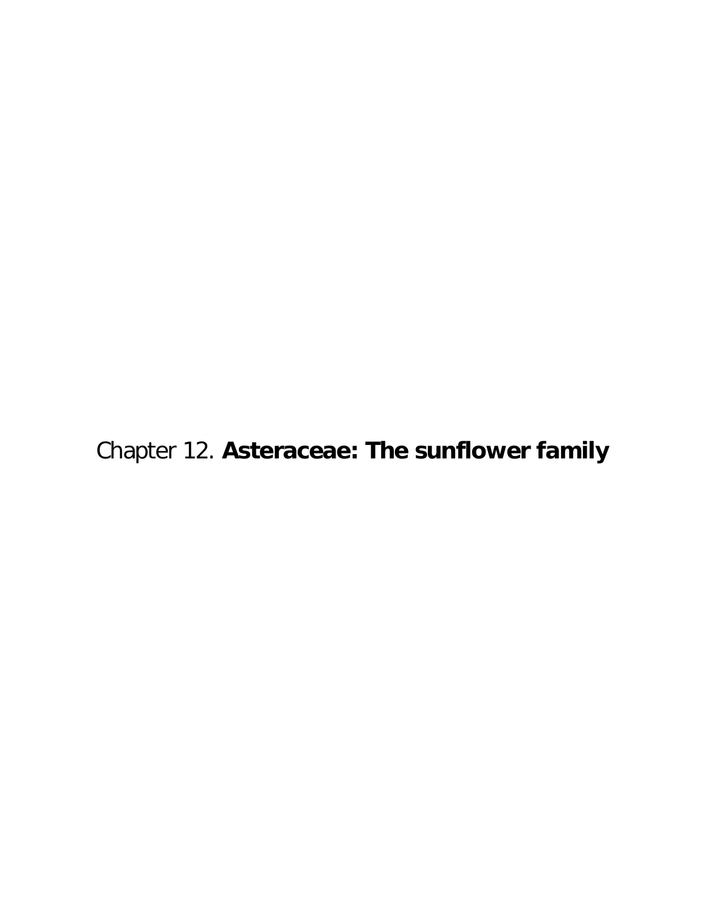# Chapter 12. **Asteraceae: The sunflower family**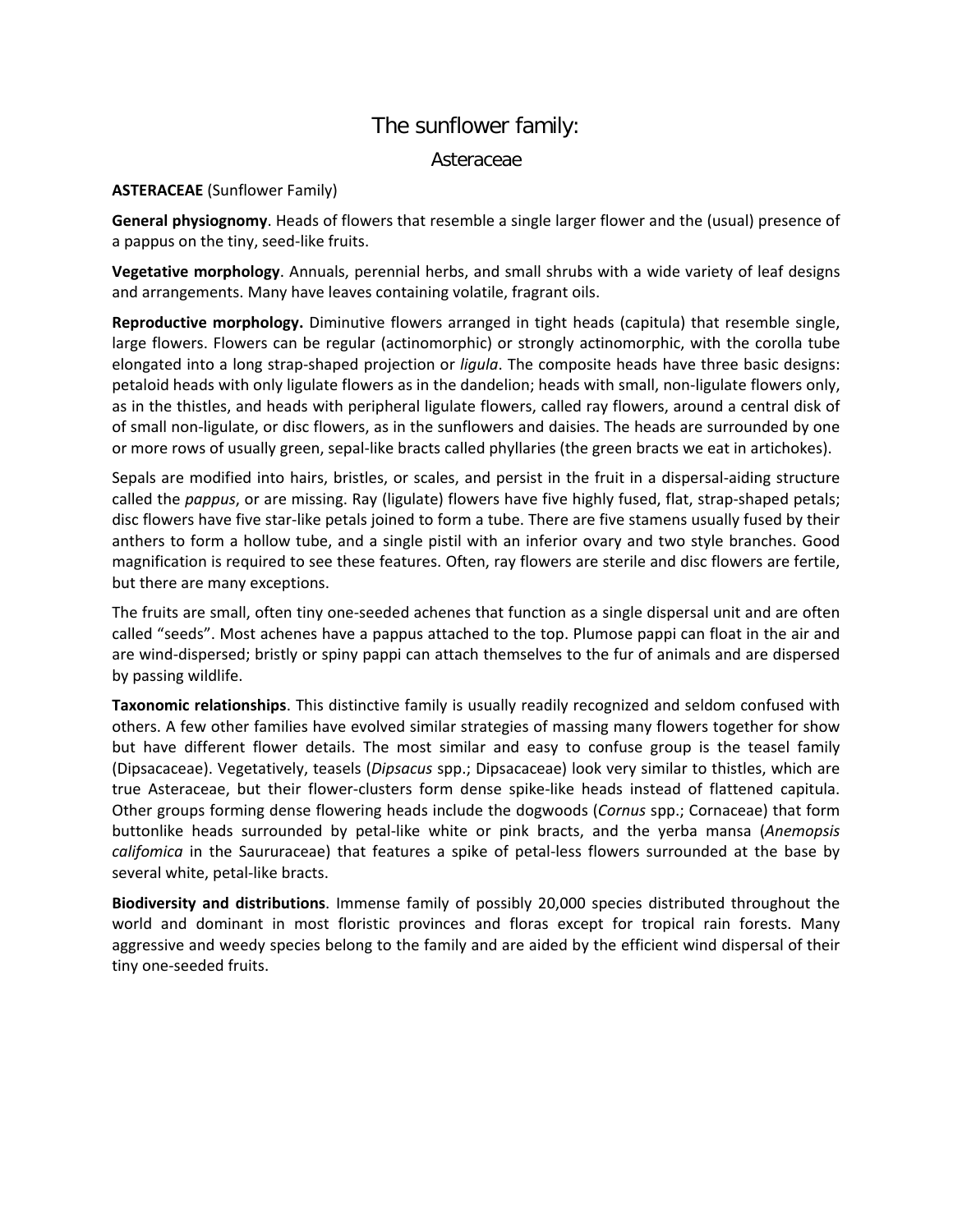# The sunflower family:

## Asteraceae

**ASTERACEAE** (Sunflower Family)

**General physiognomy**. Heads of flowers that resemble a single larger flower and the (usual) presence of a pappus on the tiny, seed-like fruits.

**Vegetative morphology**. Annuals, perennial herbs, and small shrubs with a wide variety of leaf designs and arrangements. Many have leaves containing volatile, fragrant oils.

**Reproductive morphology.** Diminutive flowers arranged in tight heads (capitula) that resemble single, large flowers. Flowers can be regular (actinomorphic) or strongly actinomorphic, with the corolla tube elongated into a long strap-shaped projection or *ligula*. The composite heads have three basic designs: petaloid heads with only ligulate flowers as in the dandelion; heads with small, non-ligulate flowers only, as in the thistles, and heads with peripheral ligulate flowers, called ray flowers, around a central disk of of small non-ligulate, or disc flowers, as in the sunflowers and daisies. The heads are surrounded by one or more rows of usually green, sepal-like bracts called phyllaries (the green bracts we eat in artichokes).

Sepals are modified into hairs, bristles, or scales, and persist in the fruit in a dispersal-aiding structure called the *pappus*, or are missing. Ray (ligulate) flowers have five highly fused, flat, strap-shaped petals; disc flowers have five star-like petals joined to form a tube. There are five stamens usually fused by their anthers to form a hollow tube, and a single pistil with an inferior ovary and two style branches. Good magnification is required to see these features. Often, ray flowers are sterile and disc flowers are fertile, but there are many exceptions.

The fruits are small, often tiny one-seeded achenes that function as a single dispersal unit and are often called "seeds". Most achenes have a pappus attached to the top. Plumose pappi can float in the air and are wind-dispersed; bristly or spiny pappi can attach themselves to the fur of animals and are dispersed by passing wildlife.

**Taxonomic relationships**. This distinctive family is usually readily recognized and seldom confused with others. A few other families have evolved similar strategies of massing many flowers together for show but have different flower details. The most similar and easy to confuse group is the teasel family (Dipsacaceae). Vegetatively, teasels (*Dipsacus* spp.; Dipsacaceae) look very similar to thistles, which are true Asteraceae, but their flower-clusters form dense spike-like heads instead of flattened capitula. Other groups forming dense flowering heads include the dogwoods (*Cornus* spp.; Cornaceae) that form buttonlike heads surrounded by petal-like white or pink bracts, and the yerba mansa (*Anemopsis califomica* in the Saururaceae) that features a spike of petal-less flowers surrounded at the base by several white, petal-like bracts.

**Biodiversity and distributions**. Immense family of possibly 20,000 species distributed throughout the world and dominant in most floristic provinces and floras except for tropical rain forests. Many aggressive and weedy species belong to the family and are aided by the efficient wind dispersal of their tiny one-seeded fruits.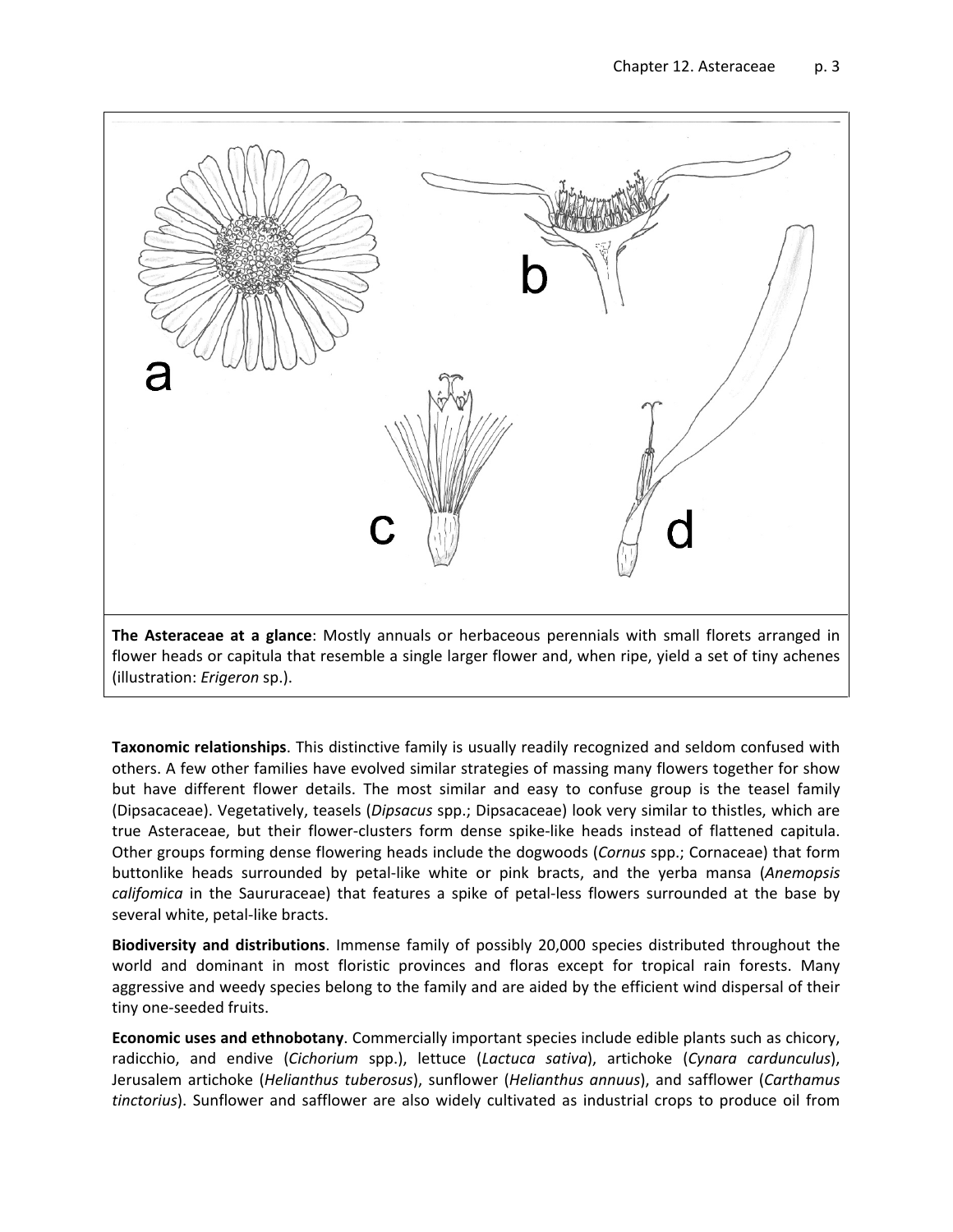**The Asteraceae at a glance**: Mostly annuals or herbaceous perennials with small florets arranged in flower heads or capitula that resemble a single larger flower and, when ripe, yield a set of tiny achenes (illustration: *Erigeron* sp.).

**Taxonomic relationships**. This distinctive family is usually readily recognized and seldom confused with others. A few other families have evolved similar strategies of massing many flowers together for show but have different flower details. The most similar and easy to confuse group is the teasel family (Dipsacaceae). Vegetatively, teasels (*Dipsacus* spp.; Dipsacaceae) look very similar to thistles, which are true Asteraceae, but their flower-clusters form dense spike-like heads instead of flattened capitula. Other groups forming dense flowering heads include the dogwoods (*Cornus* spp.; Cornaceae) that form buttonlike heads surrounded by petal-like white or pink bracts, and the yerba mansa (*Anemopsis califomica* in the Saururaceae) that features a spike of petal-less flowers surrounded at the base by several white, petal-like bracts.

**Biodiversity and distributions**. Immense family of possibly 20,000 species distributed throughout the world and dominant in most floristic provinces and floras except for tropical rain forests. Many aggressive and weedy species belong to the family and are aided by the efficient wind dispersal of their tiny one-seeded fruits.

**Economic uses and ethnobotany**. Commercially important species include edible plants such as chicory, radicchio, and endive (*Cichorium* spp.), lettuce (*Lactuca sativa*), artichoke (*Cynara cardunculus*), Jerusalem artichoke (*Helianthus tuberosus*), sunflower (*Helianthus annuus*), and safflower (*Carthamus tinctorius*). Sunflower and safflower are also widely cultivated as industrial crops to produce oil from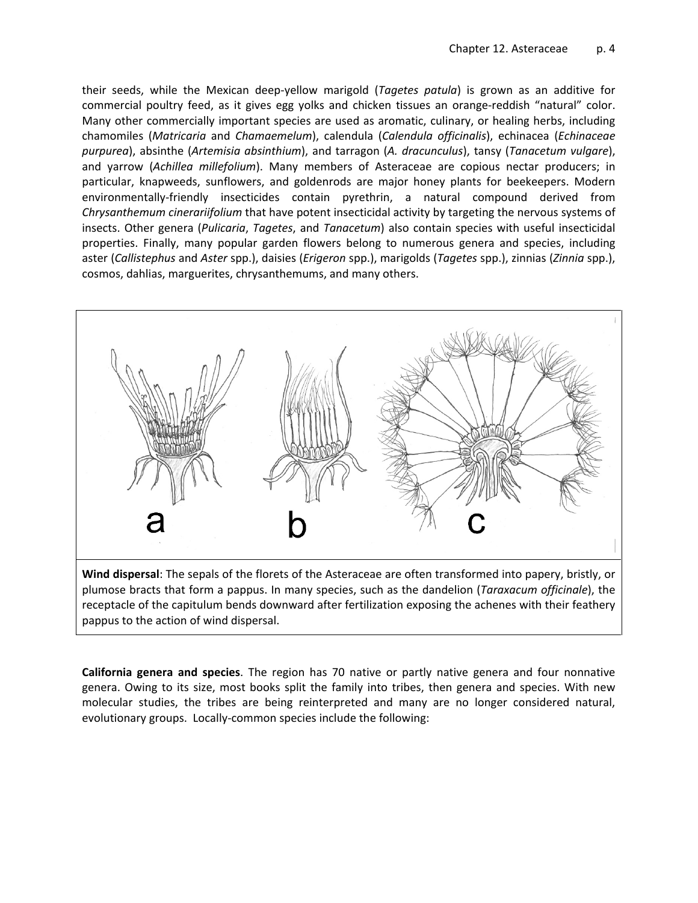their seeds, while the Mexican deep-yellow marigold (*Tagetes patula*) is grown as an additive for commercial poultry feed, as it gives egg yolks and chicken tissues an orange-reddish "natural" color. Many other commercially important species are used as aromatic, culinary, or healing herbs, including chamomiles (*Matricaria* and *Chamaemelum*), calendula (*Calendula officinalis*), echinacea (*Echinaceae purpurea*), absinthe (*Artemisia absinthium*), and tarragon (*A. dracunculus*), tansy (*Tanacetum vulgare*), and yarrow (*Achillea millefolium*). Many members of Asteraceae are copious nectar producers; in particular, knapweeds, sunflowers, and goldenrods are major honey plants for beekeepers. Modern environmentally-friendly insecticides contain pyrethrin, a natural compound derived from *Chrysanthemum cinerariifolium* that have potent insecticidal activity by targeting the nervous systems of insects. Other genera (*Pulicaria*, *Tagetes*, and *Tanacetum*) also contain species with useful insecticidal properties. Finally, many popular garden flowers belong to numerous genera and species, including aster (*Callistephus* and *Aster* spp.), daisies (*Erigeron* spp.), marigolds (*Tagetes* spp.), zinnias (*Zinnia* spp.), cosmos, dahlias, marguerites, chrysanthemums, and many others.

**Wind dispersal**: The sepals of the florets of the Asteraceae are often transformed into papery, bristly, or plumose bracts that form a pappus. In many species, such as the dandelion (*Taraxacum officinale*), the receptacle of the capitulum bends downward after fertilization exposing the achenes with their feathery pappus to the action of wind dispersal.

**California genera and species**. The region has 70 native or partly native genera and four nonnative genera. Owing to its size, most books split the family into tribes, then genera and species. With new molecular studies, the tribes are being reinterpreted and many are no longer considered natural, evolutionary groups. Locally-common species include the following: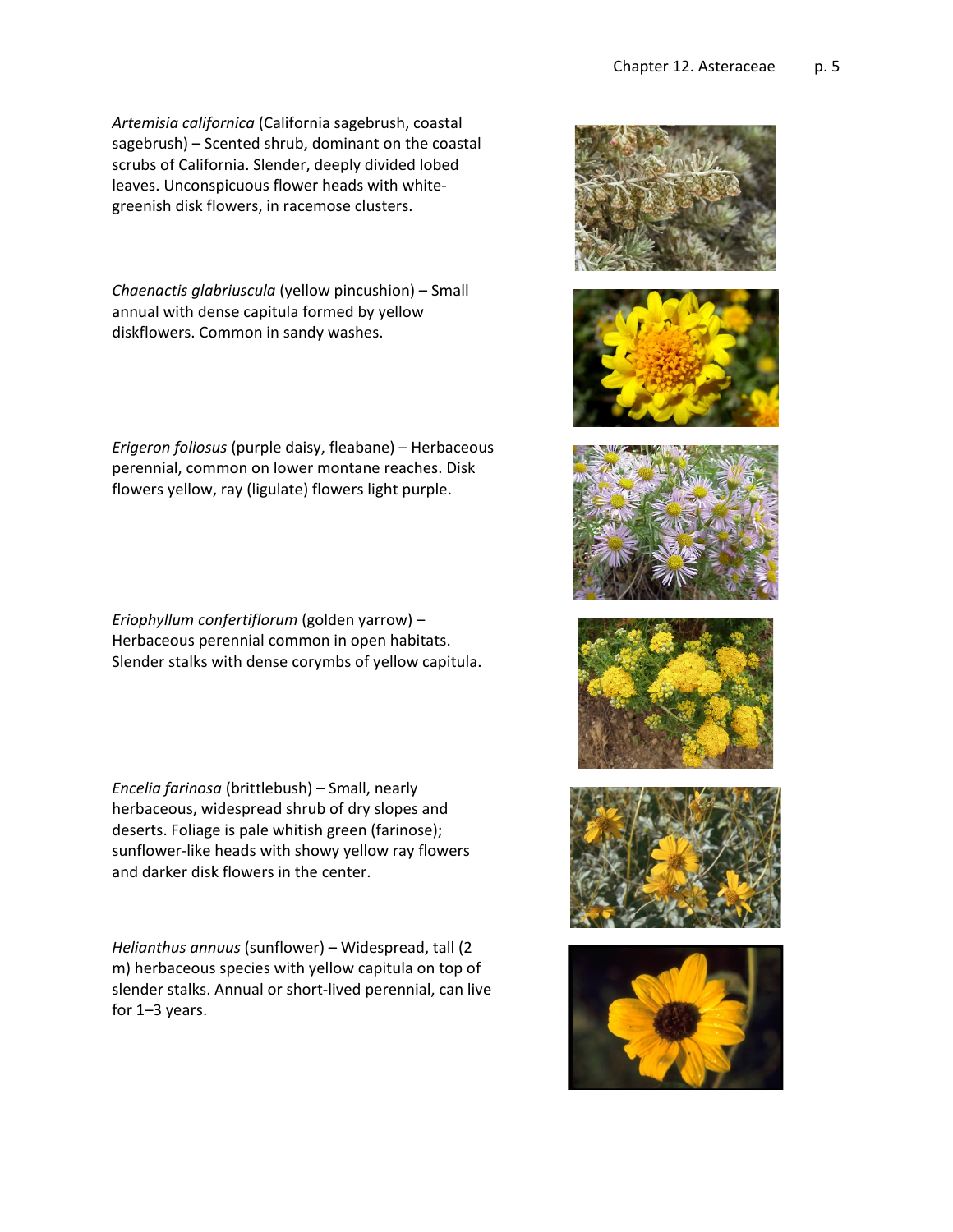*Artemisia californica* (California sagebrush, coastal sagebrush) – Scented shrub, dominant on the coastal scrubs of California. Slender, deeply divided lobed leaves. Unconspicuous flower heads with white-greenish disk flowers, in racemose clusters.

*Chaenactis glabriuscula* (yellow pincushion) – Small annual with dense capitula formed by yellow diskflowers. Common in sandy washes.

*Erigeron foliosus* (purple daisy, fleabane) – Herbaceous perennial, common on lower montane reaches. Disk flowers yellow, ray (ligulate) flowers light purple.

*Eriophyllum confertiflorum* (golden yarrow) – Herbaceous perennial common in open habitats. Slender stalks with dense corymbs of yellow capitula.

*Encelia farinosa* (brittlebush) – Small, nearly herbaceous, widespread shrub of dry slopes and deserts. Foliage is pale whitish green (farinose); sunflower-like heads with showy yellow ray flowers and darker disk flowers in the center.

*Helianthus annuus* (sunflower) – Widespread, tall (2 m) herbaceous species with yellow capitula on top of slender stalks. Annual or short-lived perennial, can live for 1–3 years.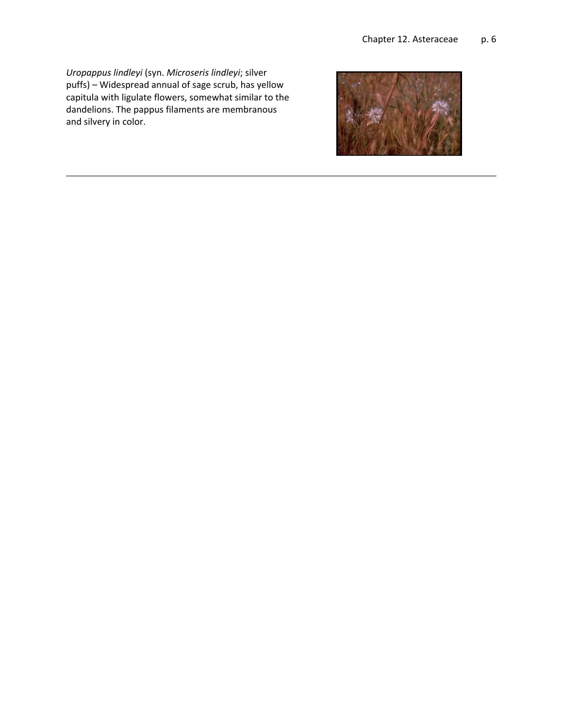*Uropappus lindleyi* (syn. *Microseris lindleyi*; silver puffs) – Widespread annual of sage scrub, has yellow capitula with ligulate flowers, somewhat similar to the dandelions. The pappus filaments are membranous and silvery in color.